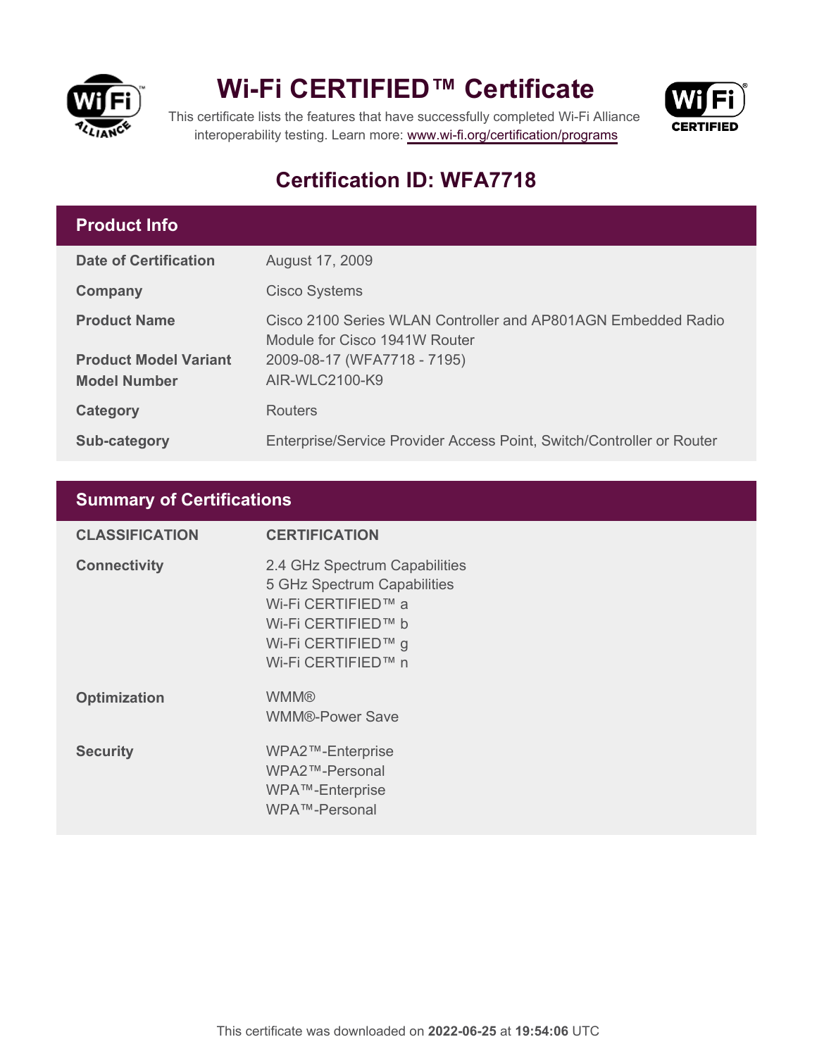# Wi-Fi CERTIFIED™ Certificate

This certificate lists the features that have successfully completed Wi-Fi Alliance interoperability testing. Learn more: www.wi-fi.org/certification/programs

## Certification ID: WFA7718

### Product Info

| | |
|---|---|
| **Date of Certification** | August 17, 2009 |
| **Company** | Cisco Systems |
| **Product Name** | Cisco 2100 Series WLAN Controller and AP801AGN Embedded Radio Module for Cisco 1941W Router |
| **Product Model Variant** | 2009-08-17 (WFA7718 - 7195) |
| **Model Number** | AIR-WLC2100-K9 |
| **Category** | Routers |
| **Sub-category** | Enterprise/Service Provider Access Point, Switch/Controller or Router |

### Summary of Certifications

| CLASSIFICATION | CERTIFICATION |
|---|---|
| **Connectivity** | 2.4 GHz Spectrum Capabilities<br>5 GHz Spectrum Capabilities<br>Wi-Fi CERTIFIED™ a<br>Wi-Fi CERTIFIED™ b<br>Wi-Fi CERTIFIED™ g<br>Wi-Fi CERTIFIED™ n |
| **Optimization** | WMM®<br>WMM®-Power Save |
| **Security** | WPA2™-Enterprise<br>WPA2™-Personal<br>WPA™-Enterprise<br>WPA™-Personal |

This certificate was downloaded on **2022-06-25** at **19:54:06** UTC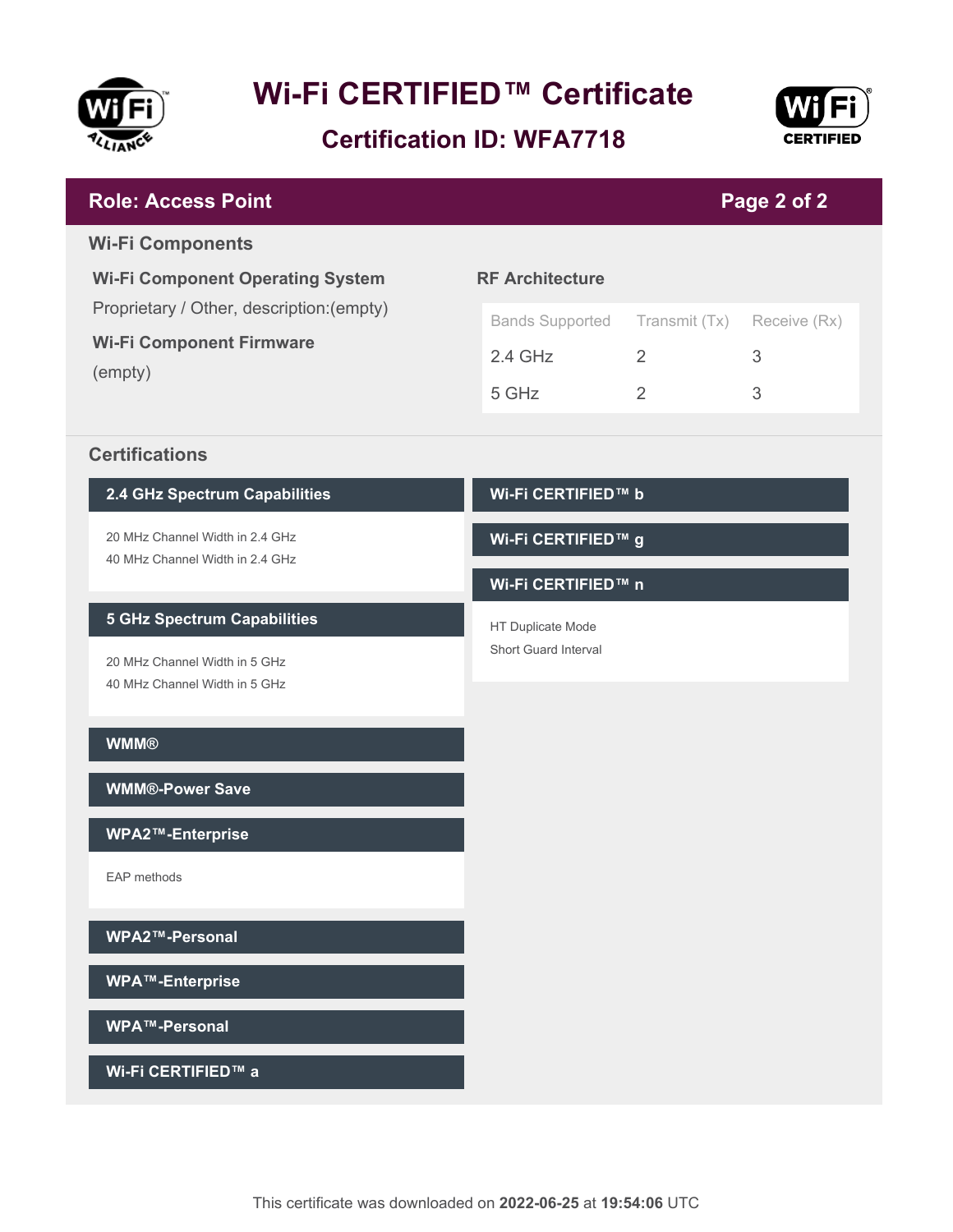# Wi-Fi CERTIFIED™ Certificate

## Certification ID: WFA7718

**Role: Access Point**

### Wi-Fi Components

**Wi-Fi Component Operating System**

Proprietary / Other, description:(empty)

**Wi-Fi Component Firmware**

(empty)

**RF Architecture**

| Bands Supported | Transmit (Tx) | Receive (Rx) |
| --- | --- | --- |
| 2.4 GHz | 2 | 3 |
| 5 GHz | 2 | 3 |

### Certifications

**2.4 GHz Spectrum Capabilities**

- 20 MHz Channel Width in 2.4 GHz
- 40 MHz Channel Width in 2.4 GHz

**5 GHz Spectrum Capabilities**

- 20 MHz Channel Width in 5 GHz
- 40 MHz Channel Width in 5 GHz

**WMM®**

**WMM®-Power Save**

**WPA2™-Enterprise**

- EAP methods

**WPA2™-Personal**

**WPA™-Enterprise**

**WPA™-Personal**

**Wi-Fi CERTIFIED™ a**

**Wi-Fi CERTIFIED™ b**

**Wi-Fi CERTIFIED™ g**

**Wi-Fi CERTIFIED™ n**

- HT Duplicate Mode
- Short Guard Interval

This certificate was downloaded on **2022-06-25** at **19:54:06** UTC